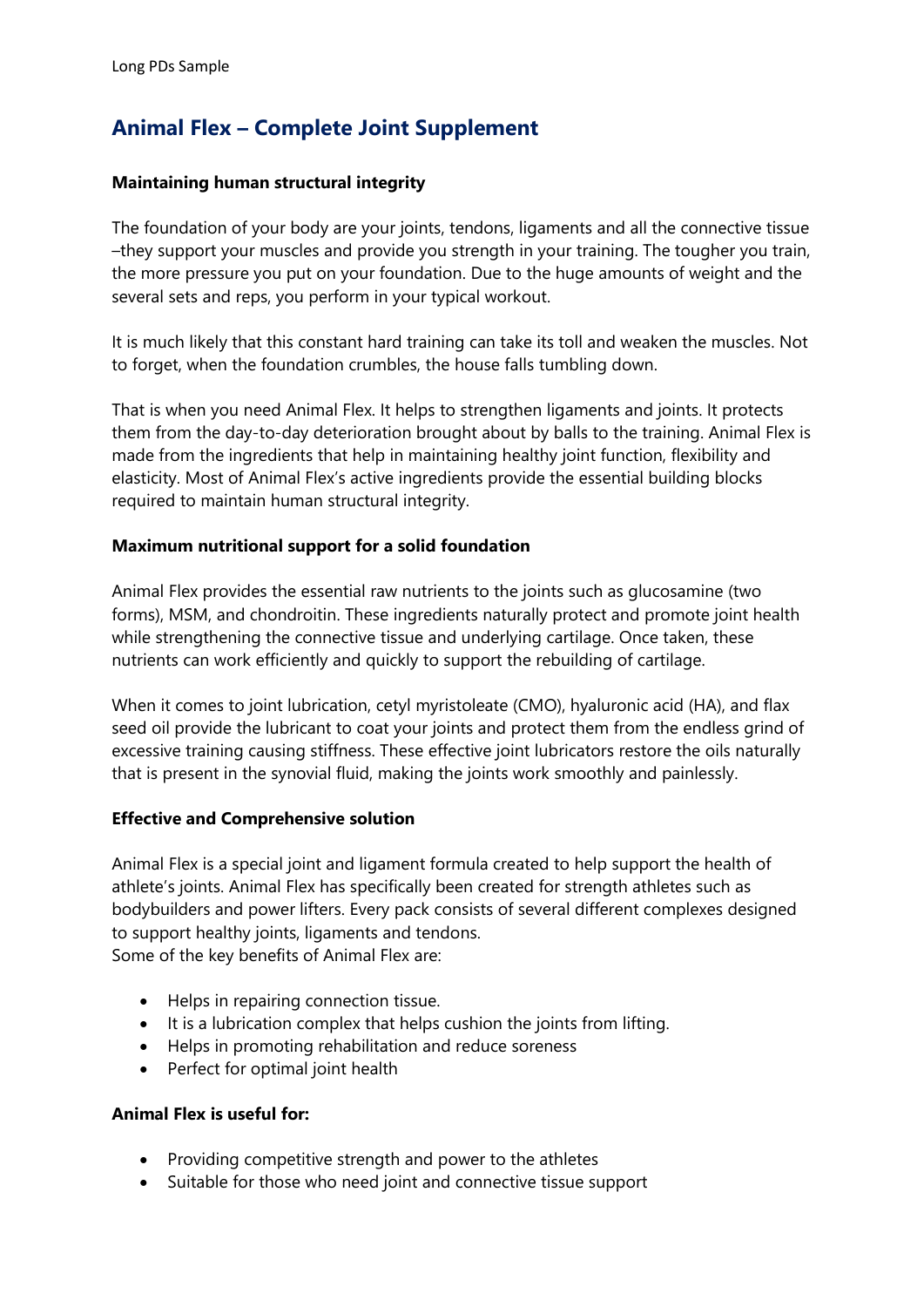Long PDs Sample

# Animal Flex – Complete Joint Supplement

**Maintaining human structural integrity**

The foundation of your body are your joints, tendons, ligaments and all the connective tissue –they support your muscles and provide you strength in your training. The tougher you train, the more pressure you put on your foundation. Due to the huge amounts of weight and the several sets and reps, you perform in your typical workout.

It is much likely that this constant hard training can take its toll and weaken the muscles. Not to forget, when the foundation crumbles, the house falls tumbling down.

That is when you need Animal Flex. It helps to strengthen ligaments and joints. It protects them from the day-to-day deterioration brought about by balls to the training. Animal Flex is made from the ingredients that help in maintaining healthy joint function, flexibility and elasticity. Most of Animal Flex's active ingredients provide the essential building blocks required to maintain human structural integrity.

**Maximum nutritional support for a solid foundation**

Animal Flex provides the essential raw nutrients to the joints such as glucosamine (two forms), MSM, and chondroitin. These ingredients naturally protect and promote joint health while strengthening the connective tissue and underlying cartilage. Once taken, these nutrients can work efficiently and quickly to support the rebuilding of cartilage.

When it comes to joint lubrication, cetyl myristoleate (CMO), hyaluronic acid (HA), and flax seed oil provide the lubricant to coat your joints and protect them from the endless grind of excessive training causing stiffness. These effective joint lubricators restore the oils naturally that is present in the synovial fluid, making the joints work smoothly and painlessly.

**Effective and Comprehensive solution**

Animal Flex is a special joint and ligament formula created to help support the health of athlete's joints. Animal Flex has specifically been created for strength athletes such as bodybuilders and power lifters. Every pack consists of several different complexes designed to support healthy joints, ligaments and tendons.
Some of the key benefits of Animal Flex are:

- Helps in repairing connection tissue.
- It is a lubrication complex that helps cushion the joints from lifting.
- Helps in promoting rehabilitation and reduce soreness
- Perfect for optimal joint health

**Animal Flex is useful for:**

- Providing competitive strength and power to the athletes
- Suitable for those who need joint and connective tissue support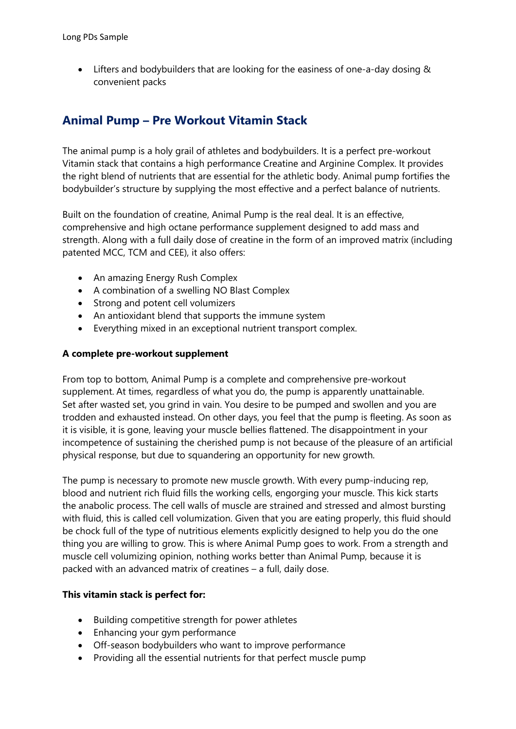- Lifters and bodybuilders that are looking for the easiness of one-a-day dosing & convenient packs

## Animal Pump – Pre Workout Vitamin Stack

The animal pump is a holy grail of athletes and bodybuilders. It is a perfect pre-workout Vitamin stack that contains a high performance Creatine and Arginine Complex. It provides the right blend of nutrients that are essential for the athletic body. Animal pump fortifies the bodybuilder's structure by supplying the most effective and a perfect balance of nutrients.

Built on the foundation of creatine, Animal Pump is the real deal. It is an effective, comprehensive and high octane performance supplement designed to add mass and strength. Along with a full daily dose of creatine in the form of an improved matrix (including patented MCC, TCM and CEE), it also offers:

- An amazing Energy Rush Complex
- A combination of a swelling NO Blast Complex
- Strong and potent cell volumizers
- An antioxidant blend that supports the immune system
- Everything mixed in an exceptional nutrient transport complex.

**A complete pre-workout supplement**

From top to bottom, Animal Pump is a complete and comprehensive pre-workout supplement. At times, regardless of what you do, the pump is apparently unattainable. Set after wasted set, you grind in vain. You desire to be pumped and swollen and you are trodden and exhausted instead. On other days, you feel that the pump is fleeting. As soon as it is visible, it is gone, leaving your muscle bellies flattened. The disappointment in your incompetence of sustaining the cherished pump is not because of the pleasure of an artificial physical response, but due to squandering an opportunity for new growth.

The pump is necessary to promote new muscle growth. With every pump-inducing rep, blood and nutrient rich fluid fills the working cells, engorging your muscle. This kick starts the anabolic process. The cell walls of muscle are strained and stressed and almost bursting with fluid, this is called cell volumization. Given that you are eating properly, this fluid should be chock full of the type of nutritious elements explicitly designed to help you do the one thing you are willing to grow. This is where Animal Pump goes to work. From a strength and muscle cell volumizing opinion, nothing works better than Animal Pump, because it is packed with an advanced matrix of creatines – a full, daily dose.

**This vitamin stack is perfect for:**

- Building competitive strength for power athletes
- Enhancing your gym performance
- Off-season bodybuilders who want to improve performance
- Providing all the essential nutrients for that perfect muscle pump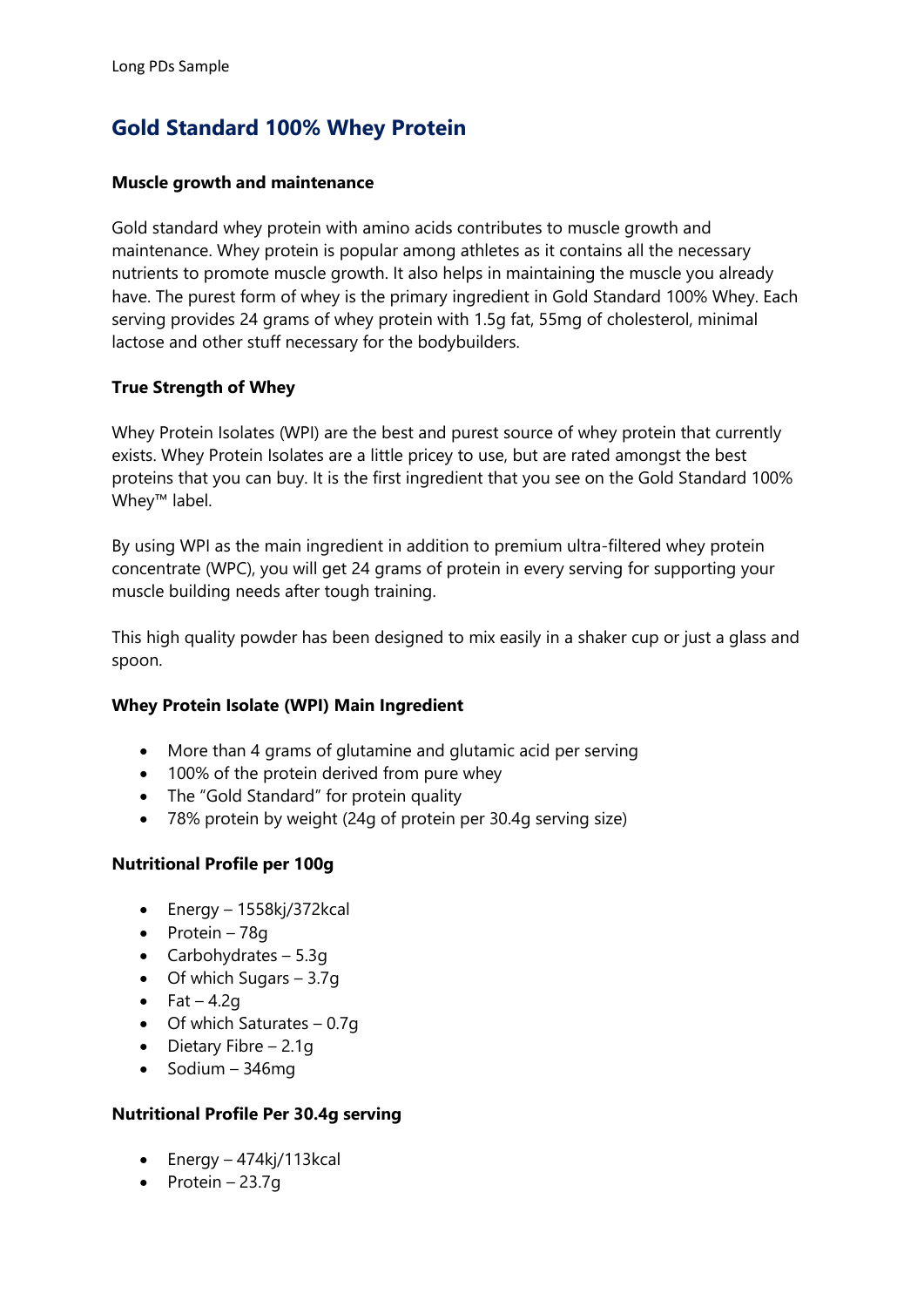# Gold Standard 100% Whey Protein

### Muscle growth and maintenance

Gold standard whey protein with amino acids contributes to muscle growth and maintenance. Whey protein is popular among athletes as it contains all the necessary nutrients to promote muscle growth. It also helps in maintaining the muscle you already have. The purest form of whey is the primary ingredient in Gold Standard 100% Whey. Each serving provides 24 grams of whey protein with 1.5g fat, 55mg of cholesterol, minimal lactose and other stuff necessary for the bodybuilders.

### True Strength of Whey

Whey Protein Isolates (WPI) are the best and purest source of whey protein that currently exists. Whey Protein Isolates are a little pricey to use, but are rated amongst the best proteins that you can buy. It is the first ingredient that you see on the Gold Standard 100% Whey™ label.

By using WPI as the main ingredient in addition to premium ultra-filtered whey protein concentrate (WPC), you will get 24 grams of protein in every serving for supporting your muscle building needs after tough training.

This high quality powder has been designed to mix easily in a shaker cup or just a glass and spoon.

### Whey Protein Isolate (WPI) Main Ingredient

- More than 4 grams of glutamine and glutamic acid per serving
- 100% of the protein derived from pure whey
- The "Gold Standard" for protein quality
- 78% protein by weight (24g of protein per 30.4g serving size)

### Nutritional Profile per 100g

- Energy – 1558kj/372kcal
- Protein – 78g
- Carbohydrates – 5.3g
- Of which Sugars – 3.7g
- Fat – 4.2g
- Of which Saturates – 0.7g
- Dietary Fibre – 2.1g
- Sodium – 346mg

### Nutritional Profile Per 30.4g serving

- Energy – 474kj/113kcal
- Protein – 23.7g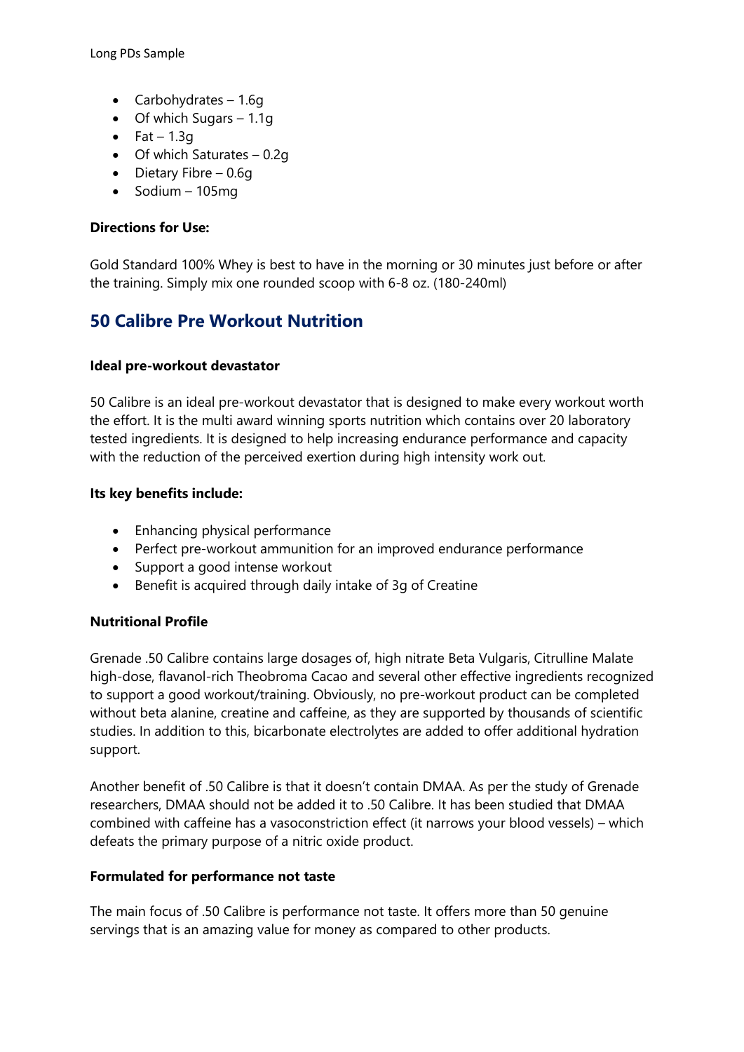- Carbohydrates – 1.6g
- Of which Sugars – 1.1g
- Fat – 1.3g
- Of which Saturates – 0.2g
- Dietary Fibre – 0.6g
- Sodium – 105mg

**Directions for Use:**

Gold Standard 100% Whey is best to have in the morning or 30 minutes just before or after the training. Simply mix one rounded scoop with 6-8 oz. (180-240ml)

## 50 Calibre Pre Workout Nutrition

**Ideal pre-workout devastator**

50 Calibre is an ideal pre-workout devastator that is designed to make every workout worth the effort. It is the multi award winning sports nutrition which contains over 20 laboratory tested ingredients. It is designed to help increasing endurance performance and capacity with the reduction of the perceived exertion during high intensity work out.

**Its key benefits include:**

- Enhancing physical performance
- Perfect pre-workout ammunition for an improved endurance performance
- Support a good intense workout
- Benefit is acquired through daily intake of 3g of Creatine

**Nutritional Profile**

Grenade .50 Calibre contains large dosages of, high nitrate Beta Vulgaris, Citrulline Malate high-dose, flavanol-rich Theobroma Cacao and several other effective ingredients recognized to support a good workout/training. Obviously, no pre-workout product can be completed without beta alanine, creatine and caffeine, as they are supported by thousands of scientific studies. In addition to this, bicarbonate electrolytes are added to offer additional hydration support.

Another benefit of .50 Calibre is that it doesn't contain DMAA. As per the study of Grenade researchers, DMAA should not be added it to .50 Calibre. It has been studied that DMAA combined with caffeine has a vasoconstriction effect (it narrows your blood vessels) – which defeats the primary purpose of a nitric oxide product.

**Formulated for performance not taste**

The main focus of .50 Calibre is performance not taste. It offers more than 50 genuine servings that is an amazing value for money as compared to other products.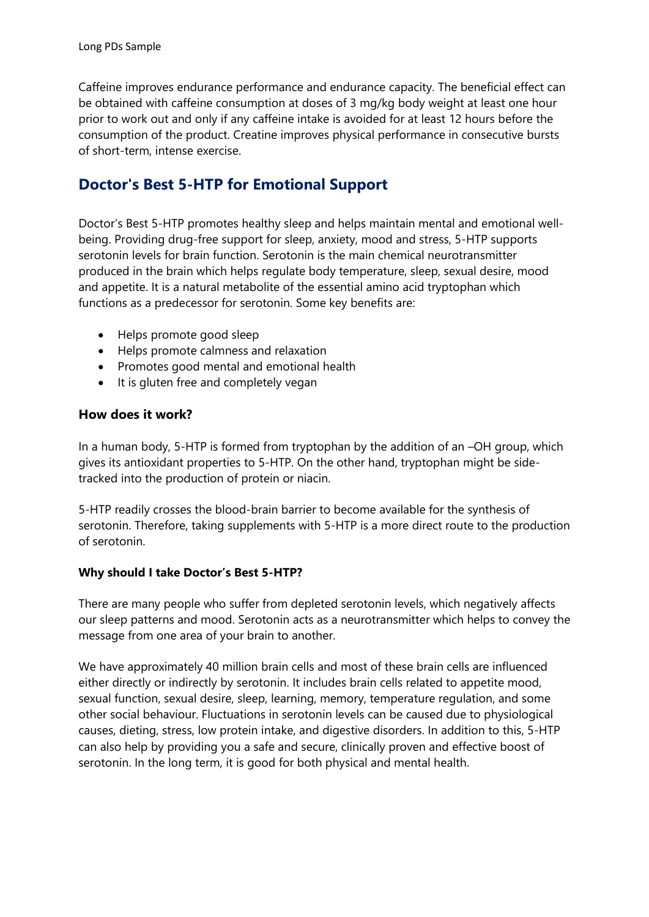Caffeine improves endurance performance and endurance capacity. The beneficial effect can be obtained with caffeine consumption at doses of 3 mg/kg body weight at least one hour prior to work out and only if any caffeine intake is avoided for at least 12 hours before the consumption of the product. Creatine improves physical performance in consecutive bursts of short-term, intense exercise.

## Doctor's Best 5-HTP for Emotional Support

Doctor's Best 5-HTP promotes healthy sleep and helps maintain mental and emotional well-being. Providing drug-free support for sleep, anxiety, mood and stress, 5-HTP supports serotonin levels for brain function. Serotonin is the main chemical neurotransmitter produced in the brain which helps regulate body temperature, sleep, sexual desire, mood and appetite. It is a natural metabolite of the essential amino acid tryptophan which functions as a predecessor for serotonin. Some key benefits are:

- Helps promote good sleep
- Helps promote calmness and relaxation
- Promotes good mental and emotional health
- It is gluten free and completely vegan

### How does it work?

In a human body, 5-HTP is formed from tryptophan by the addition of an –OH group, which gives its antioxidant properties to 5-HTP. On the other hand, tryptophan might be side-tracked into the production of protein or niacin.

5-HTP readily crosses the blood-brain barrier to become available for the synthesis of serotonin. Therefore, taking supplements with 5-HTP is a more direct route to the production of serotonin.

**Why should I take Doctor's Best 5-HTP?**

There are many people who suffer from depleted serotonin levels, which negatively affects our sleep patterns and mood. Serotonin acts as a neurotransmitter which helps to convey the message from one area of your brain to another.

We have approximately 40 million brain cells and most of these brain cells are influenced either directly or indirectly by serotonin. It includes brain cells related to appetite mood, sexual function, sexual desire, sleep, learning, memory, temperature regulation, and some other social behaviour. Fluctuations in serotonin levels can be caused due to physiological causes, dieting, stress, low protein intake, and digestive disorders. In addition to this, 5-HTP can also help by providing you a safe and secure, clinically proven and effective boost of serotonin. In the long term, it is good for both physical and mental health.